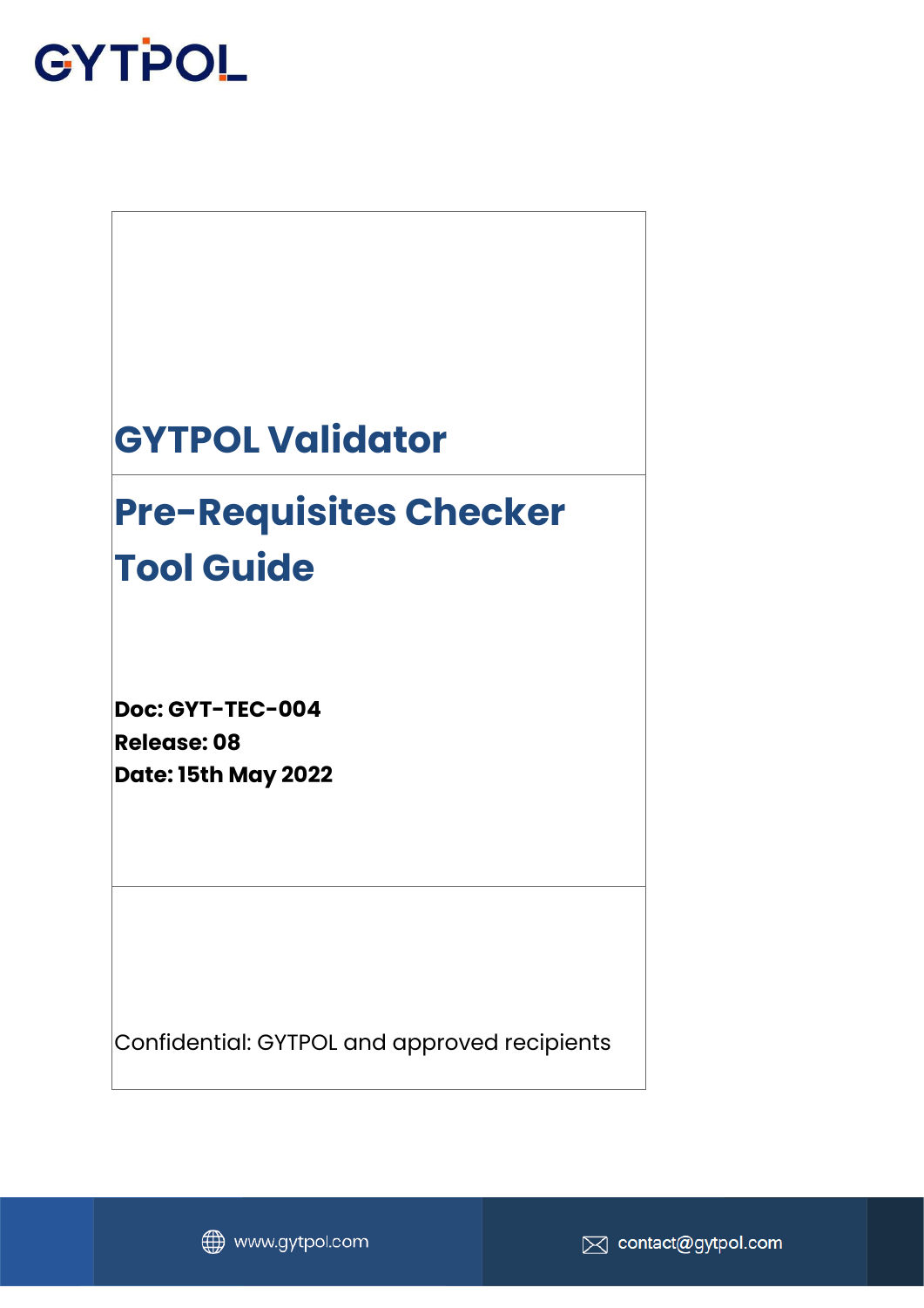GYTPOL

# GYTPOL Validator

# Pre-Requisites Checker Tool Guide

**Doc: GYT-TEC-004**
**Release: 08**
**Date: 15th May 2022**

Confidential: GYTPOL and approved recipients

www.gytpol.com    contact@gytpol.com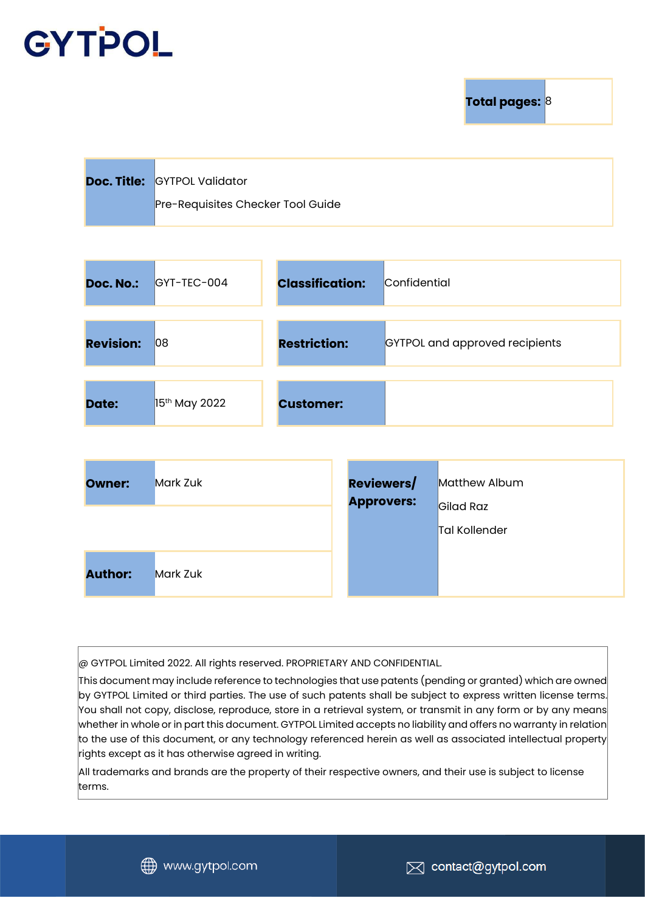# GYTPOL

| **Total pages:** | 8 |
| --- | --- |

| **Doc. Title:** | GYTPOL Validator<br>Pre-Requisites Checker Tool Guide |
| --- | --- |

| **Doc. No.:** | GYT-TEC-004 | **Classification:** | Confidential |
| --- | --- | --- | --- |
| **Revision:** | 08 | **Restriction:** | GYTPOL and approved recipients |
| **Date:** | 15th May 2022 | **Customer:** | |

| **Owner:** | Mark Zuk | **Reviewers/ Approvers:** | Matthew Album<br>Gilad Raz<br>Tal Kollender |
| --- | --- | --- | --- |
| **Author:** | Mark Zuk | | |

@ GYTPOL Limited 2022. All rights reserved. PROPRIETARY AND CONFIDENTIAL.

This document may include reference to technologies that use patents (pending or granted) which are owned by GYTPOL Limited or third parties. The use of such patents shall be subject to express written license terms. You shall not copy, disclose, reproduce, store in a retrieval system, or transmit in any form or by any means whether in whole or in part this document. GYTPOL Limited accepts no liability and offers no warranty in relation to the use of this document, or any technology referenced herein as well as associated intellectual property rights except as it has otherwise agreed in writing.

All trademarks and brands are the property of their respective owners, and their use is subject to license terms.

www.gytpol.com | contact@gytpol.com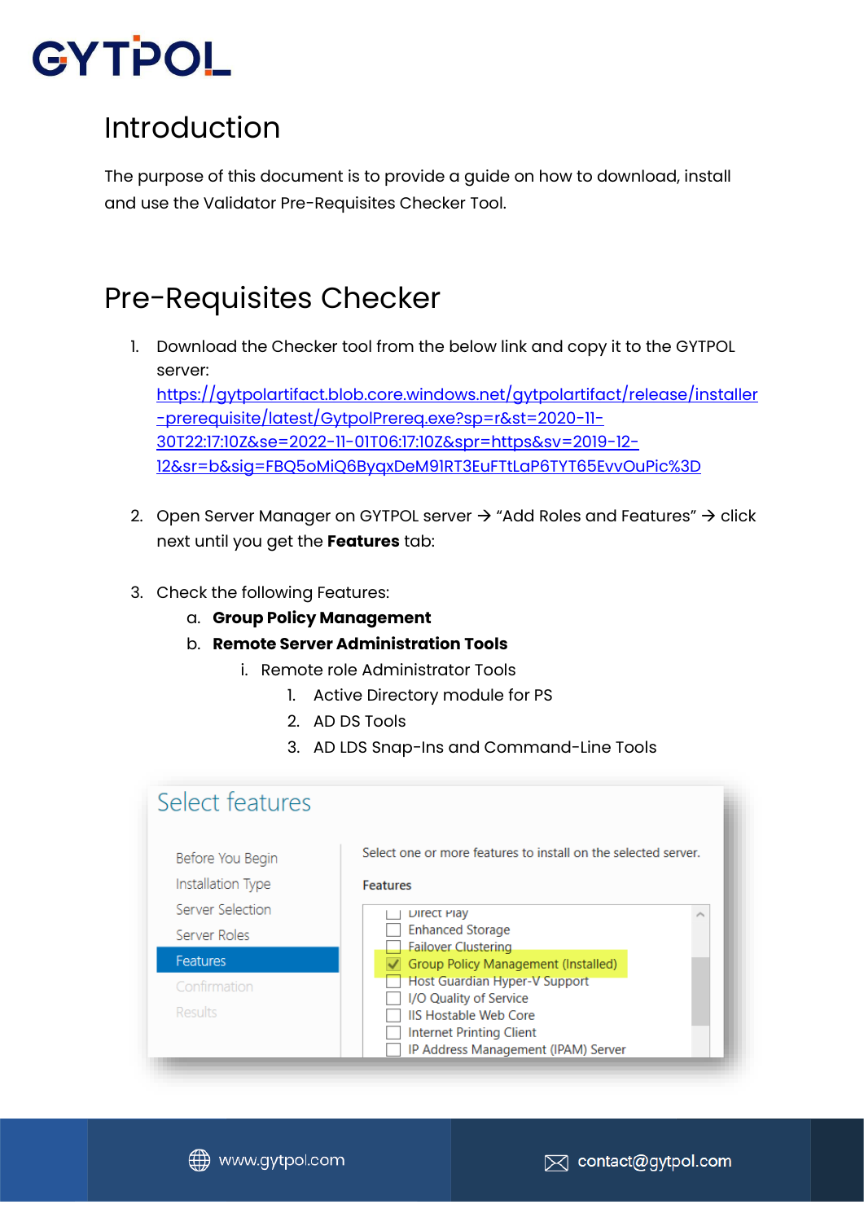# Introduction

The purpose of this document is to provide a guide on how to download, install and use the Validator Pre-Requisites Checker Tool.

# Pre-Requisites Checker

1. Download the Checker tool from the below link and copy it to the GYTPOL server:
   https://gytpolartifact.blob.core.windows.net/gytpolartifact/release/installer-prerequisite/latest/GytpolPrereq.exe?sp=r&st=2020-11-30T22:17:10Z&se=2022-11-01T06:17:10Z&spr=https&sv=2019-12-12&sr=b&sig=FBQ5oMiQ6ByqxDeM91RT3EuFTtLaP6TYT65EvvOuPic%3D

2. Open Server Manager on GYTPOL server → "Add Roles and Features" → click next until you get the **Features** tab:

3. Check the following Features:
   a. **Group Policy Management**
   b. **Remote Server Administration Tools**
      i. Remote role Administrator Tools
         1. Active Directory module for PS
         2. AD DS Tools
         3. AD LDS Snap-Ins and Command-Line Tools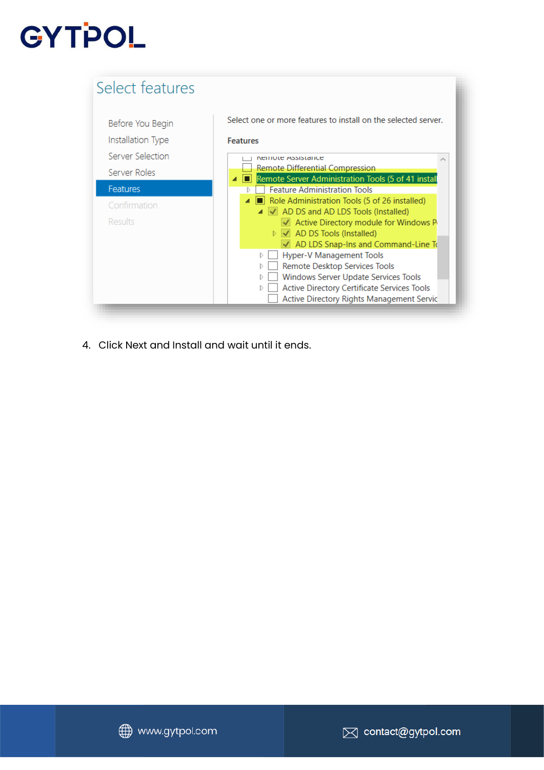4. Click Next and Install and wait until it ends.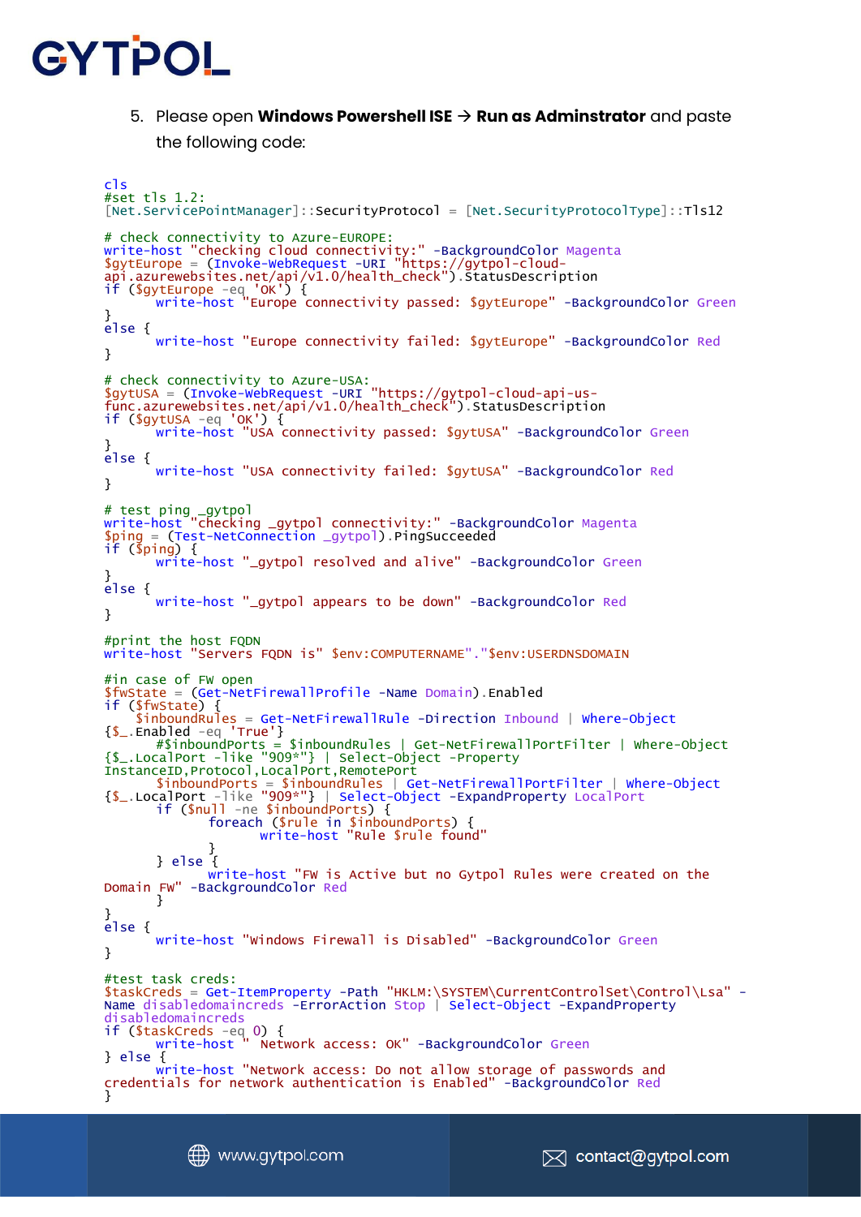5. Please open **Windows Powershell ISE → Run as Adminstrator** and paste the following code:

```
cls
#set tls 1.2:
[Net.ServicePointManager]::SecurityProtocol = [Net.SecurityProtocolType]::Tls12

# check connectivity to Azure-EUROPE:
write-host "checking cloud connectivity:" -BackgroundColor Magenta
$gytEurope = (Invoke-WebRequest -URI "https://gytpol-cloud-
api.azurewebsites.net/api/v1.0/health_check").StatusDescription
if ($gytEurope -eq 'OK') {
        write-host "Europe connectivity passed: $gytEurope" -BackgroundColor Green
}
else {
        write-host "Europe connectivity failed: $gytEurope" -BackgroundColor Red
}

# check connectivity to Azure-USA:
$gytUSA = (Invoke-WebRequest -URI "https://gytpol-cloud-api-us-
func.azurewebsites.net/api/v1.0/health_check").StatusDescription
if ($gytUSA -eq 'OK') {
        write-host "USA connectivity passed: $gytUSA" -BackgroundColor Green
}
else {
        write-host "USA connectivity failed: $gytUSA" -BackgroundColor Red
}

# test ping _gytpol
write-host "checking _gytpol connectivity:" -BackgroundColor Magenta
$ping = (Test-NetConnection _gytpol).PingSucceeded
if ($ping) {
        write-host "_gytpol resolved and alive" -BackgroundColor Green
}
else {
        write-host "_gytpol appears to be down" -BackgroundColor Red
}

#print the host FQDN
write-host "Servers FQDN is" $env:COMPUTERNAME"."$env:USERDNSDOMAIN

#in case of FW open
$fwState = (Get-NetFirewallProfile -Name Domain).Enabled
if ($fwState) {
     $inboundRules = Get-NetFirewallRule -Direction Inbound | Where-Object
{$_.Enabled -eq 'True'}
        #$inboundPorts = $inboundRules | Get-NetFirewallPortFilter | Where-Object
{$_.LocalPort -like "909*"} | Select-Object -Property
InstanceID,Protocol,LocalPort,RemotePort
        $inboundPorts = $inboundRules | Get-NetFirewallPortFilter | Where-Object
{$_.LocalPort -like "909*"} | Select-Object -ExpandProperty LocalPort
        if ($null -ne $inboundPorts) {
                foreach ($rule in $inboundPorts) {
                        write-host "Rule $rule found"
                }
        } else {
                write-host "FW is Active but no Gytpol Rules were created on the
Domain FW" -BackgroundColor Red
        }
}
else {
        write-host "Windows Firewall is Disabled" -BackgroundColor Green
}

#test task creds:
$taskCreds = Get-ItemProperty -Path "HKLM:\SYSTEM\CurrentControlSet\Control\Lsa" -
Name disabledomaincreds -ErrorAction Stop | Select-Object -ExpandProperty
disabledomaincreds
if ($taskCreds -eq 0) {
        write-host " Network access: OK" -BackgroundColor Green
} else {
        write-host "Network access: Do not allow storage of passwords and
credentials for network authentication is Enabled" -BackgroundColor Red
}
```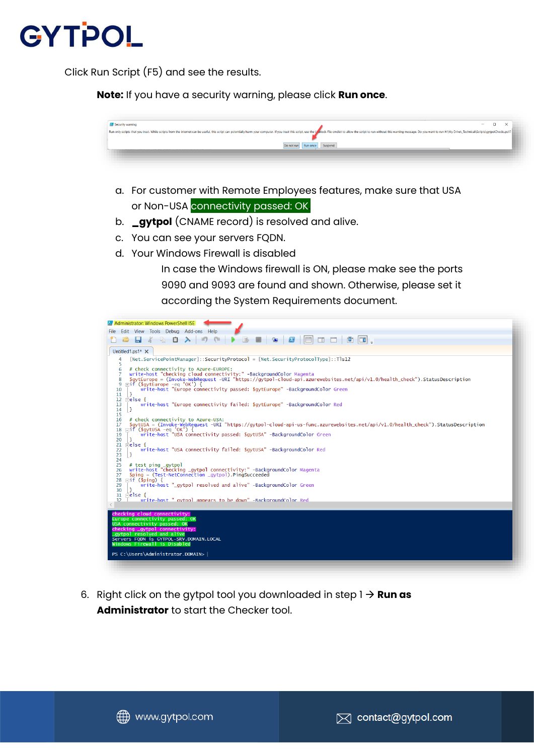Click Run Script (F5) and see the results.

**Note:** If you have a security warning, please click **Run once**.

a. For customer with Remote Employees features, make sure that USA or Non-USA connectivity passed: OK
b. **_gytpol** (CNAME record) is resolved and alive.
c. You can see your servers FQDN.
d. Your Windows Firewall is disabled

In case the Windows firewall is ON, please make see the ports 9090 and 9093 are found and shown. Otherwise, please set it according the System Requirements document.

6. Right click on the gytpol tool you downloaded in step 1 → **Run as Administrator** to start the Checker tool.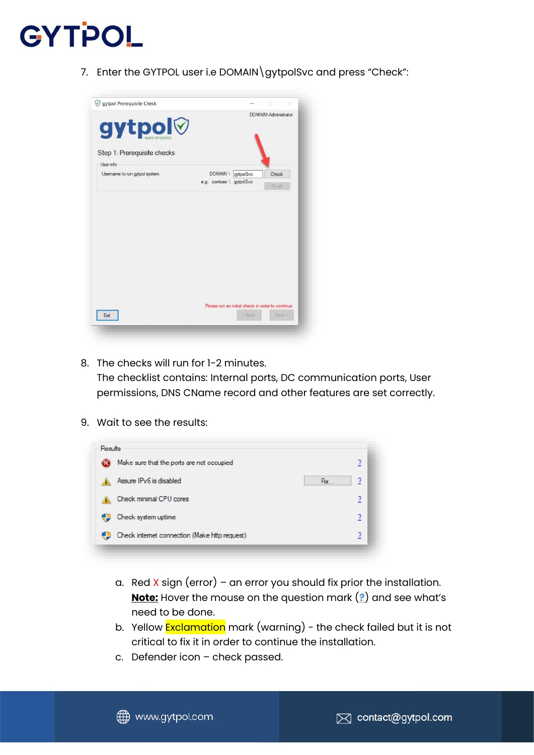7. Enter the GYTPOL user i.e DOMAIN\gytpolSvc and press "Check":

8. The checks will run for 1-2 minutes.
   The checklist contains: Internal ports, DC communication ports, User permissions, DNS CName record and other features are set correctly.

9. Wait to see the results:

   a. Red X sign (error) – an error you should fix prior the installation.
      **Note:** Hover the mouse on the question mark (?) and see what's need to be done.
   b. Yellow Exclamation mark (warning) - the check failed but it is not critical to fix it in order to continue the installation.
   c. Defender icon – check passed.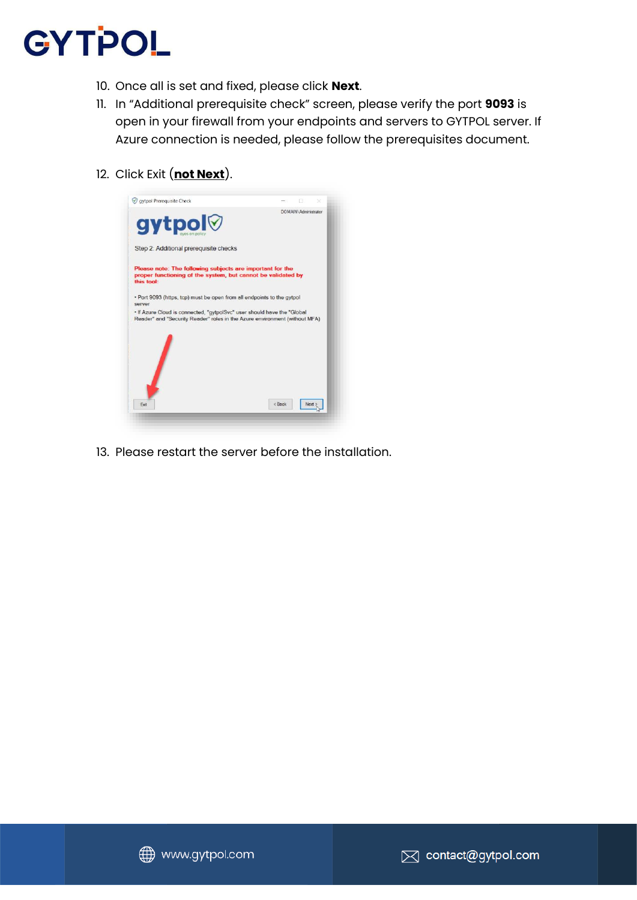10. Once all is set and fixed, please click **Next**.
11. In "Additional prerequisite check" screen, please verify the port **9093** is open in your firewall from your endpoints and servers to GYTPOL server. If Azure connection is needed, please follow the prerequisites document.

12. Click Exit (**not Next**).

13. Please restart the server before the installation.